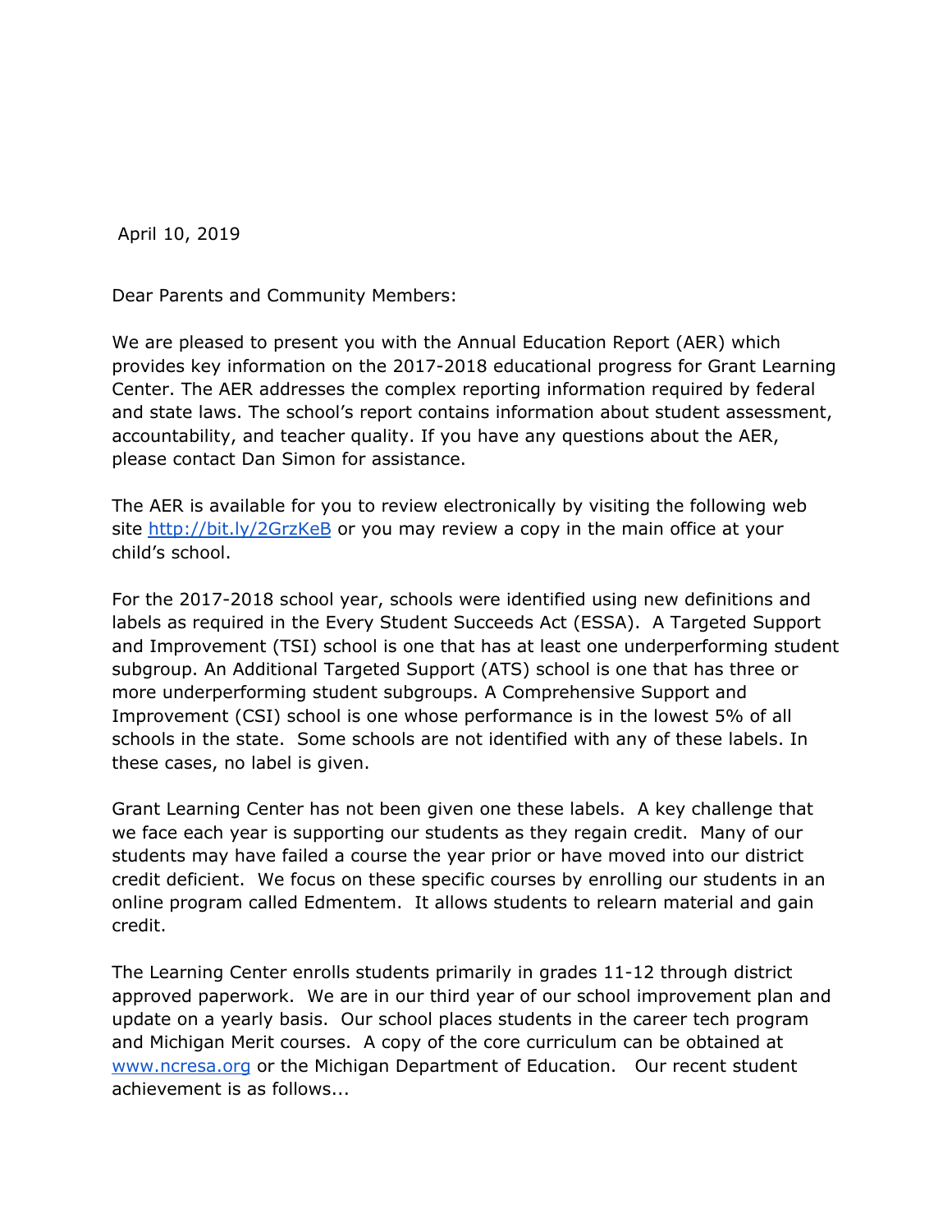April 10, 2019

Dear Parents and Community Members:

We are pleased to present you with the Annual Education Report (AER) which provides key information on the 2017-2018 educational progress for Grant Learning Center. The AER addresses the complex reporting information required by federal and state laws. The school's report contains information about student assessment, accountability, and teacher quality. If you have any questions about the AER, please contact Dan Simon for assistance.

The AER is available for you to review electronically by visiting the following web site [http://bit.ly/2GrzKeB](http://bit.ly/2GrzKeB) or you may review a copy in the main office at your child's school.

For the 2017-2018 school year, schools were identified using new definitions and labels as required in the Every Student Succeeds Act (ESSA). A Targeted Support and Improvement (TSI) school is one that has at least one underperforming student subgroup. An Additional Targeted Support (ATS) school is one that has three or more underperforming student subgroups. A Comprehensive Support and Improvement (CSI) school is one whose performance is in the lowest 5% of all schools in the state. Some schools are not identified with any of these labels. In these cases, no label is given.

Grant Learning Center has not been given one these labels. A key challenge that we face each year is supporting our students as they regain credit. Many of our students may have failed a course the year prior or have moved into our district credit deficient. We focus on these specific courses by enrolling our students in an online program called Edmentem. It allows students to relearn material and gain credit.

The Learning Center enrolls students primarily in grades 11-12 through district approved paperwork. We are in our third year of our school improvement plan and update on a yearly basis. Our school places students in the career tech program and Michigan Merit courses. A copy of the core curriculum can be obtained at [www.ncresa.org](http://www.ncresa.org) or the Michigan Department of Education. Our recent student achievement is as follows...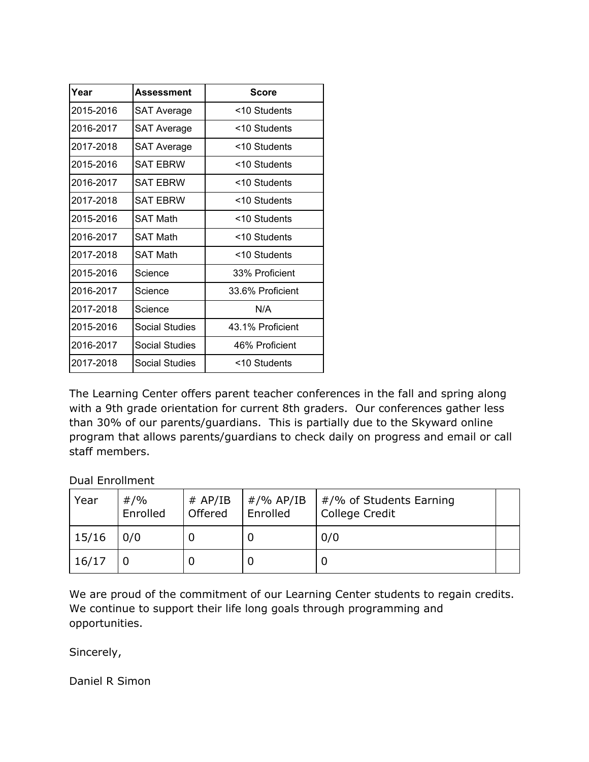| Year | Assessment | Score |
| --- | --- | --- |
| 2015-2016 | SAT Average | <10 Students |
| 2016-2017 | SAT Average | <10 Students |
| 2017-2018 | SAT Average | <10 Students |
| 2015-2016 | SAT EBRW | <10 Students |
| 2016-2017 | SAT EBRW | <10 Students |
| 2017-2018 | SAT EBRW | <10 Students |
| 2015-2016 | SAT Math | <10 Students |
| 2016-2017 | SAT Math | <10 Students |
| 2017-2018 | SAT Math | <10 Students |
| 2015-2016 | Science | 33% Proficient |
| 2016-2017 | Science | 33.6% Proficient |
| 2017-2018 | Science | N/A |
| 2015-2016 | Social Studies | 43.1% Proficient |
| 2016-2017 | Social Studies | 46% Proficient |
| 2017-2018 | Social Studies | <10 Students |

The Learning Center offers parent teacher conferences in the fall and spring along with a 9th grade orientation for current 8th graders. Our conferences gather less than 30% of our parents/guardians. This is partially due to the Skyward online program that allows parents/guardians to check daily on progress and email or call staff members.

Dual Enrollment

| Year | #/% Enrolled | # AP/IB Offered | #/% AP/IB Enrolled | #/% of Students Earning College Credit | |
| --- | --- | --- | --- | --- | --- |
| 15/16 | 0/0 | 0 | 0 | 0/0 | |
| 16/17 | 0 | 0 | 0 | 0 | |

We are proud of the commitment of our Learning Center students to regain credits. We continue to support their life long goals through programming and opportunities.

Sincerely,

Daniel R Simon